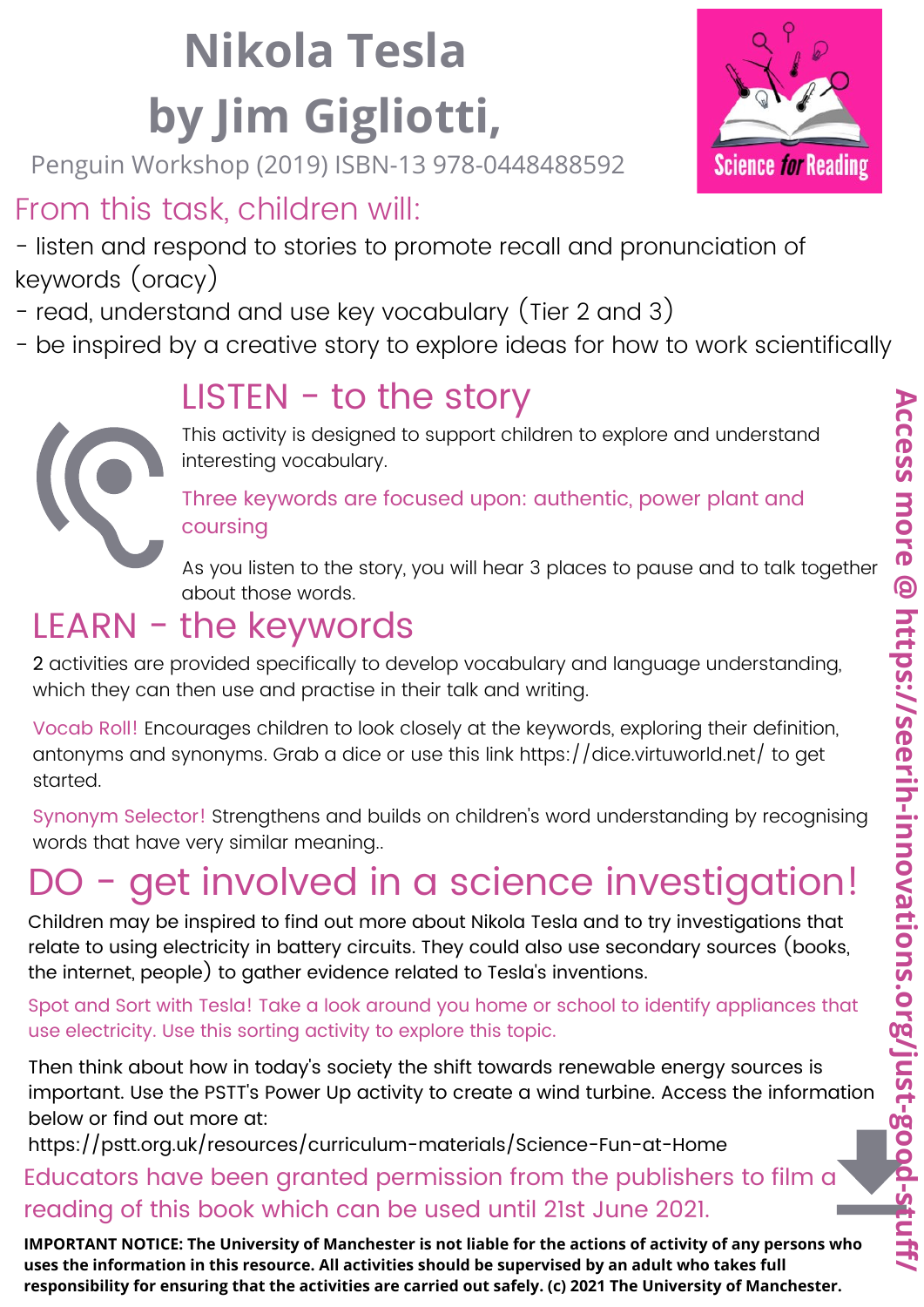# Nikola Tesla by Jim Gigliotti,

Penguin Workshop (2019) ISBN-13 978-0448488592

Science for Reading

## From this task, children will:

- listen and respond to stories to promote recall and pronunciation of keywords (oracy)
- read, understand and use key vocabulary (Tier 2 and 3)
- be inspired by a creative story to explore ideas for how to work scientifically

## LISTEN - to the story

This activity is designed to support children to explore and understand interesting vocabulary.

Three keywords are focused upon: authentic, power plant and coursing

As you listen to the story, you will hear 3 places to pause and to talk together about those words.

## LEARN - the keywords

2 activities are provided specifically to develop vocabulary and language understanding, which they can then use and practise in their talk and writing.

Vocab Roll! Encourages children to look closely at the keywords, exploring their definition, antonyms and synonyms. Grab a dice or use this link https://dice.virtuworld.net/ to get started.

Synonym Selector! Strengthens and builds on children's word understanding by recognising words that have very similar meaning..

## DO - get involved in a science investigation!

Children may be inspired to find out more about Nikola Tesla and to try investigations that relate to using electricity in battery circuits. They could also use secondary sources (books, the internet, people) to gather evidence related to Tesla's inventions.

Spot and Sort with Tesla! Take a look around you home or school to identify appliances that use electricity. Use this sorting activity to explore this topic.

Then think about how in today's society the shift towards renewable energy sources is important. Use the PSTT's Power Up activity to create a wind turbine. Access the information below or find out more at:
https://pstt.org.uk/resources/curriculum-materials/Science-Fun-at-Home

Educators have been granted permission from the publishers to film a reading of this book which can be used until 21st June 2021.

Access more @ https://seerih-innovations.org/just-good-stuff/

**IMPORTANT NOTICE: The University of Manchester is not liable for the actions of activity of any persons who uses the information in this resource. All activities should be supervised by an adult who takes full responsibility for ensuring that the activities are carried out safely. (c) 2021 The University of Manchester.**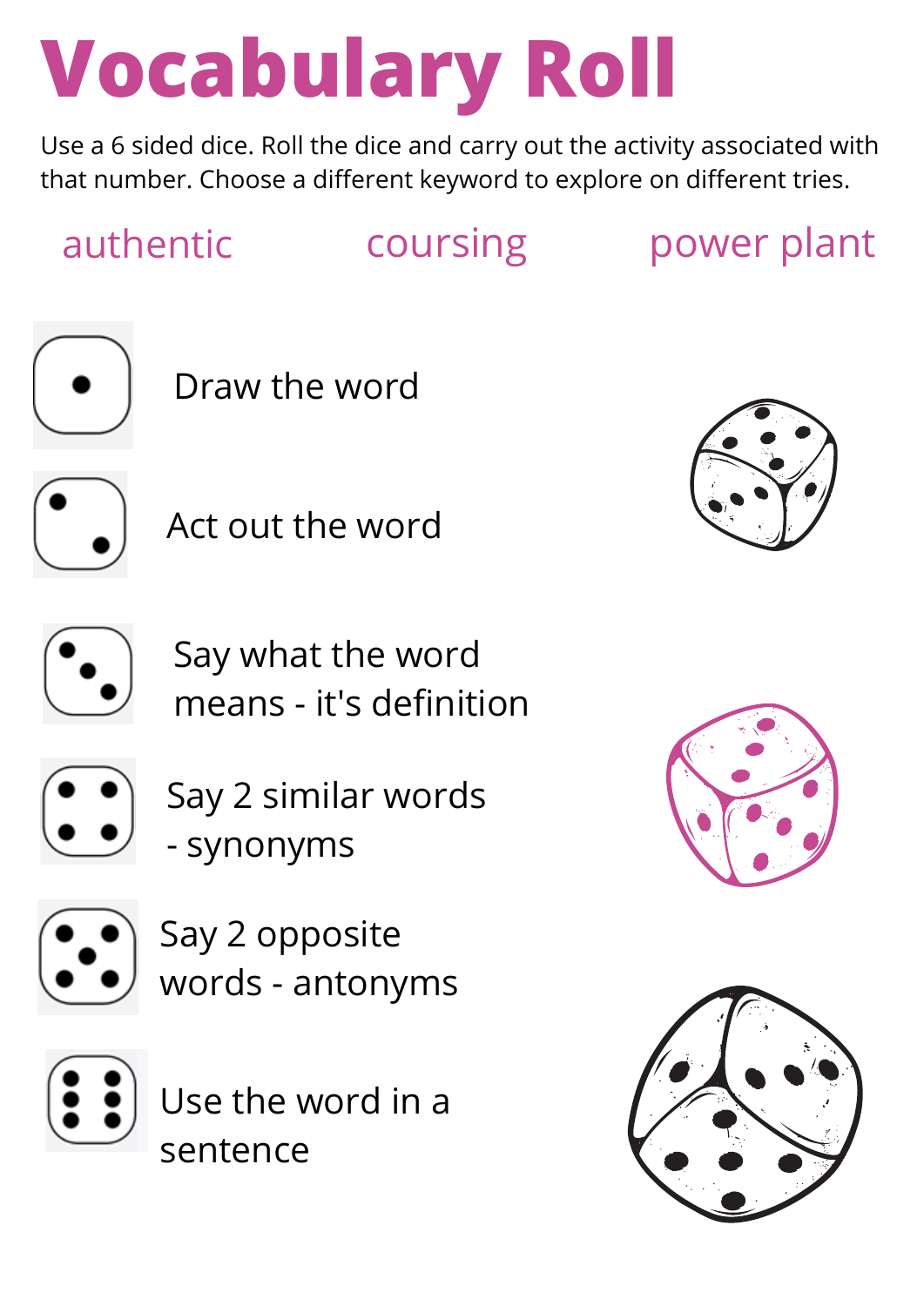# Vocabulary Roll

Use a 6 sided dice. Roll the dice and carry out the activity associated with that number. Choose a different keyword to explore on different tries.

authentic      coursing      power plant

1. Draw the word
2. Act out the word
3. Say what the word means - it's definition
4. Say 2 similar words - synonyms
5. Say 2 opposite words - antonyms
6. Use the word in a sentence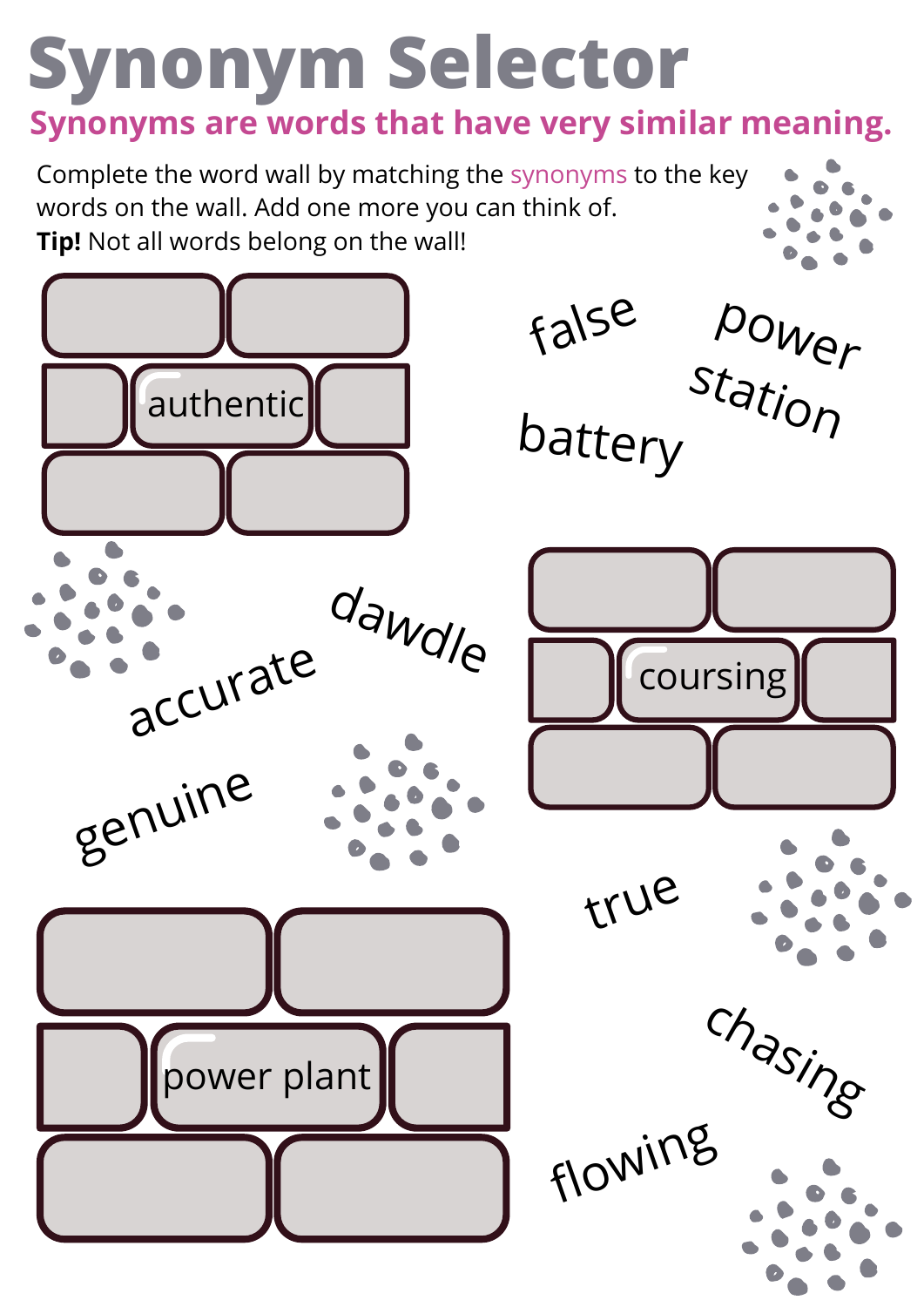# Synonym Selector

## Synonyms are words that have very similar meaning.

Complete the word wall by matching the synonyms to the key words on the wall. Add one more you can think of.
**Tip!** Not all words belong on the wall!

authentic

false

power station

battery

dawdle

accurate

coursing

genuine

true

power plant

chasing

flowing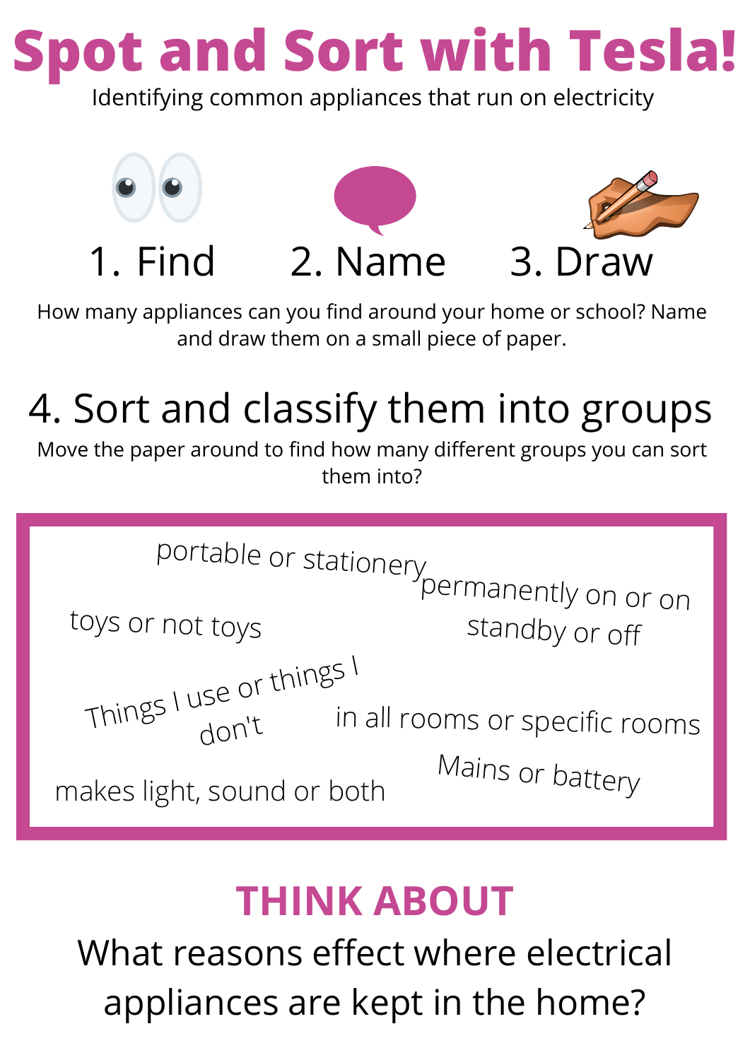# Spot and Sort with Tesla!

Identifying common appliances that run on electricity

1. Find
2. Name
3. Draw

How many appliances can you find around your home or school? Name and draw them on a small piece of paper.

## 4. Sort and classify them into groups

Move the paper around to find how many different groups you can sort them into?

- portable or stationery
- permanently on or on standby or off
- toys or not toys
- Things I use or things I don't
- in all rooms or specific rooms
- Mains or battery
- makes light, sound or both

## THINK ABOUT

What reasons effect where electrical appliances are kept in the home?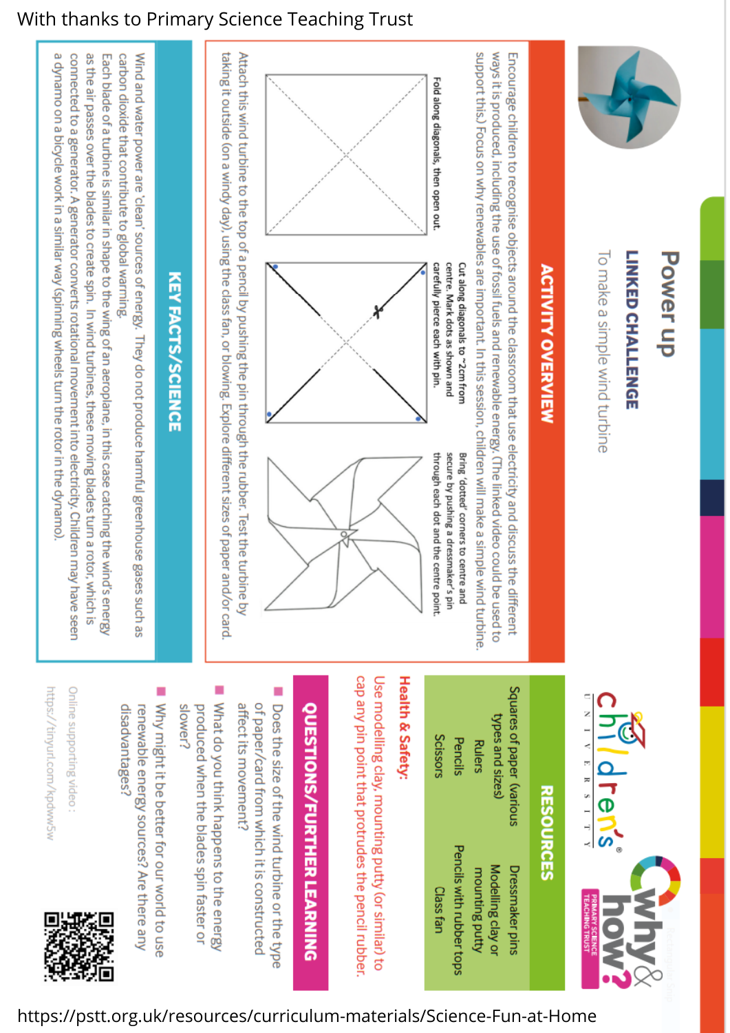With thanks to Primary Science Teaching Trust

# Power up

## LINKED CHALLENGE

To make a simple wind turbine

## ACTIVITY OVERVIEW

Encourage children to recognise objects around the classroom that use electricity and discuss the different ways it is produced, including the use of fossil fuels and renewable energy. (The linked video could be used to support this.) Focus on why renewables are important. In this session, children will make a simple wind turbine.

Fold along diagonals, then open out.

Cut along diagonals to ~2cm from centre. Mark dots as shown and carefully pierce each with pin.

Bring 'dotted' corners to centre and secure by pushing a dressmaker's pin through each dot and the centre point.

Attach this wind turbine to the top of a pencil by pushing the pin through the rubber. Test the turbine by taking it outside (on a windy day), using the class fan, or blowing. Explore different sizes of paper and/or card.

## KEY FACTS/SCIENCE

Wind and water power are 'clean' sources of energy. They do not produce harmful greenhouse gases such as carbon dioxide that contribute to global warming.

Each blade of a turbine is similar in shape to the wing of an aeroplane, in this case catching the wind's energy as the air passes over the blades to create spin. In wind turbines, these moving blades turn a rotor, which is connected to a generator. A generator converts rotational movement into electricity. Children may have seen a dynamo on a bicycle work in a similar way (spinning wheels turn the rotor in the dynamo).

## RESOURCES

- Squares of paper (various types and sizes)
- Rulers
- Pencils
- Scissors
- Dressmaker pins
- Modelling clay or mounting putty
- Pencils with rubber tops
- Class fan

**Health & Safety:**

Use modelling clay, mounting putty (or similar) to cap any pin point that protrudes the pencil rubber.

## QUESTIONS/FURTHER LEARNING

- Does the size of the wind turbine or the type of paper/card from which it is constructed affect its movement?
- What do you think happens to the energy produced when the blades spin faster or slower?
- Why might it be better for our world to use renewable energy sources? Are there any disadvantages?

Online supporting video:
https://tinyurl.com/kpdww5w

https://pstt.org.uk/resources/curriculum-materials/Science-Fun-at-Home